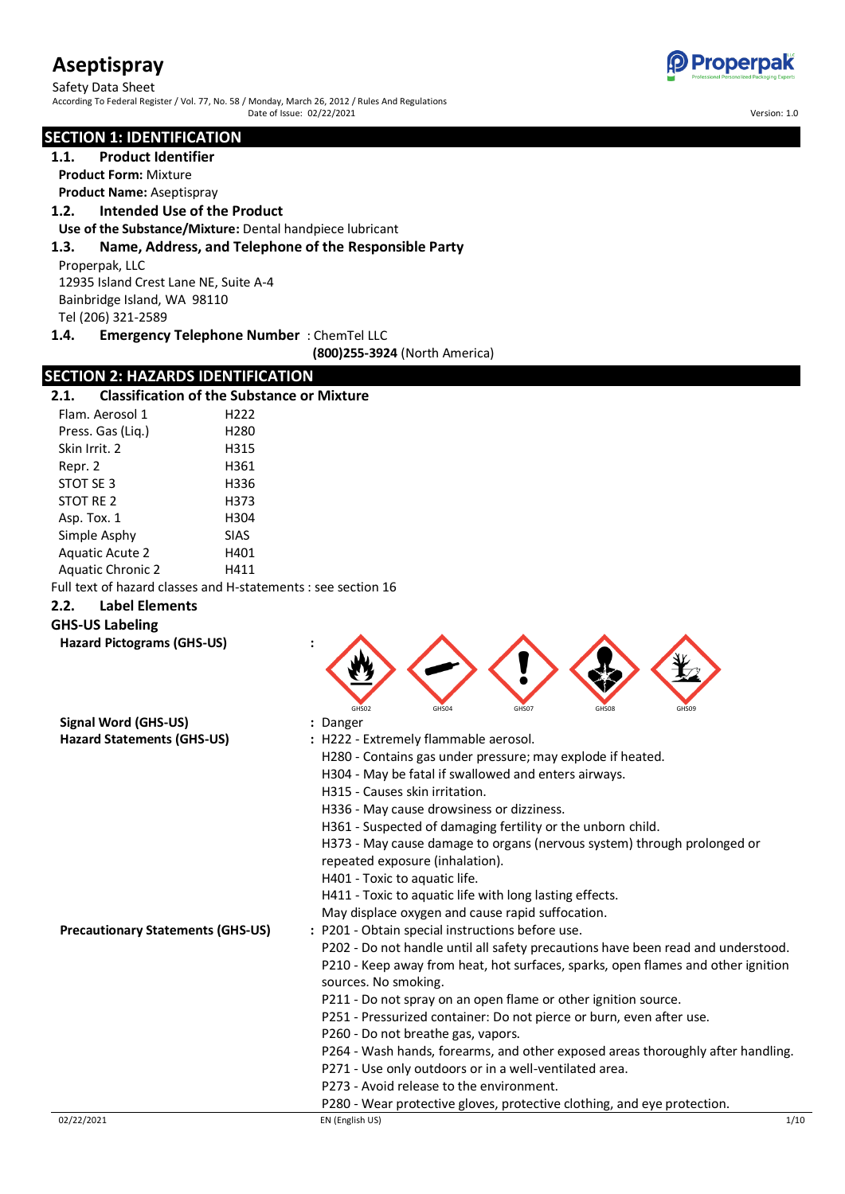# Aseptispray

Safety Data Sheet

According To Federal Register / Vol. 77, No. 58 / Monday, March 26, 2012 / Rules And Regulations

Date of Issue: 02/22/2021

Version: 1.0

## SECTION 1: IDENTIFICATION

### 1.1. Product Identifier

**Product Form:** Mixture

**Product Name:** Aseptispray

### 1.2. Intended Use of the Product

**Use of the Substance/Mixture:** Dental handpiece lubricant

### 1.3. Name, Address, and Telephone of the Responsible Party

Properpak, LLC
12935 Island Crest Lane NE, Suite A-4
Bainbridge Island, WA 98110
Tel (206) 321-2589

### 1.4. Emergency Telephone Number

: ChemTel LLC
**(800)255-3924** (North America)

## SECTION 2: HAZARDS IDENTIFICATION

### 2.1. Classification of the Substance or Mixture

| | |
|---|---|
| Flam. Aerosol 1 | H222 |
| Press. Gas (Liq.) | H280 |
| Skin Irrit. 2 | H315 |
| Repr. 2 | H361 |
| STOT SE 3 | H336 |
| STOT RE 2 | H373 |
| Asp. Tox. 1 | H304 |
| Simple Asphy | SIAS |
| Aquatic Acute 2 | H401 |
| Aquatic Chronic 2 | H411 |

Full text of hazard classes and H-statements : see section 16

### 2.2. Label Elements

**GHS-US Labeling**

**Hazard Pictograms (GHS-US)** : GHS02, GHS04, GHS07, GHS08, GHS09

**Signal Word (GHS-US)** : Danger

**Hazard Statements (GHS-US)** :
H222 - Extremely flammable aerosol.
H280 - Contains gas under pressure; may explode if heated.
H304 - May be fatal if swallowed and enters airways.
H315 - Causes skin irritation.
H336 - May cause drowsiness or dizziness.
H361 - Suspected of damaging fertility or the unborn child.
H373 - May cause damage to organs (nervous system) through prolonged or repeated exposure (inhalation).
H401 - Toxic to aquatic life.
H411 - Toxic to aquatic life with long lasting effects.
May displace oxygen and cause rapid suffocation.

**Precautionary Statements (GHS-US)** :
P201 - Obtain special instructions before use.
P202 - Do not handle until all safety precautions have been read and understood.
P210 - Keep away from heat, hot surfaces, sparks, open flames and other ignition sources. No smoking.
P211 - Do not spray on an open flame or other ignition source.
P251 - Pressurized container: Do not pierce or burn, even after use.
P260 - Do not breathe gas, vapors.
P264 - Wash hands, forearms, and other exposed areas thoroughly after handling.
P271 - Use only outdoors or in a well-ventilated area.
P273 - Avoid release to the environment.
P280 - Wear protective gloves, protective clothing, and eye protection.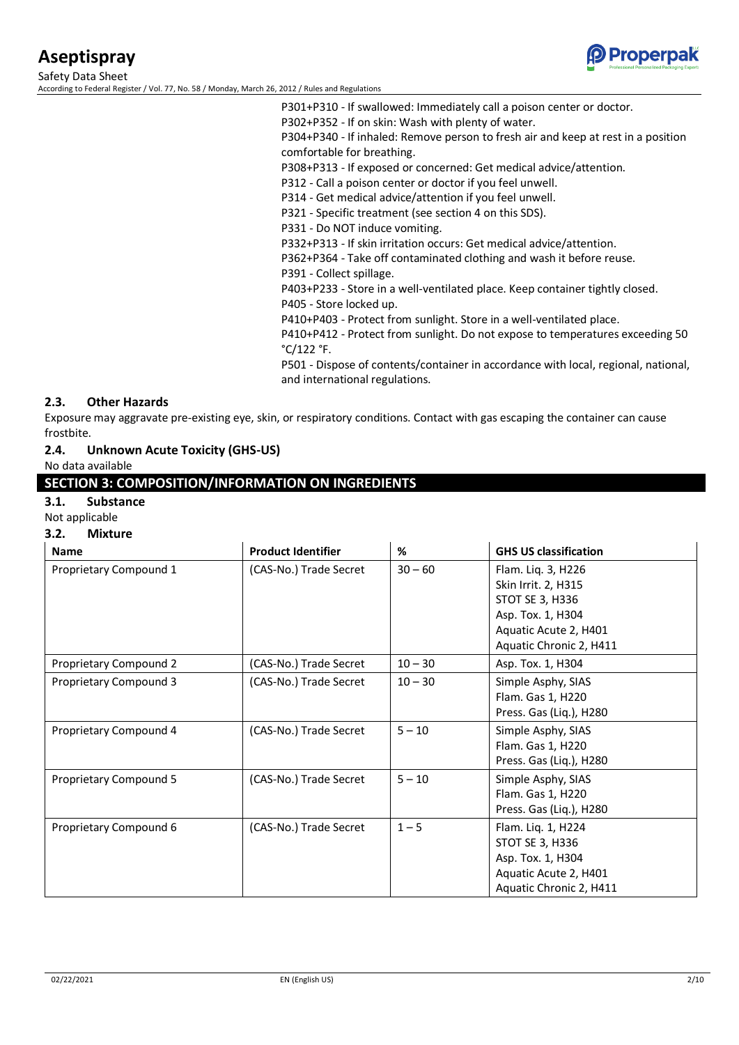P301+P310 - If swallowed: Immediately call a poison center or doctor.
P302+P352 - If on skin: Wash with plenty of water.
P304+P340 - If inhaled: Remove person to fresh air and keep at rest in a position comfortable for breathing.
P308+P313 - If exposed or concerned: Get medical advice/attention.
P312 - Call a poison center or doctor if you feel unwell.
P314 - Get medical advice/attention if you feel unwell.
P321 - Specific treatment (see section 4 on this SDS).
P331 - Do NOT induce vomiting.
P332+P313 - If skin irritation occurs: Get medical advice/attention.
P362+P364 - Take off contaminated clothing and wash it before reuse.
P391 - Collect spillage.
P403+P233 - Store in a well-ventilated place. Keep container tightly closed.
P405 - Store locked up.
P410+P403 - Protect from sunlight. Store in a well-ventilated place.
P410+P412 - Protect from sunlight. Do not expose to temperatures exceeding 50 °C/122 °F.
P501 - Dispose of contents/container in accordance with local, regional, national, and international regulations.

### 2.3. Other Hazards

Exposure may aggravate pre-existing eye, skin, or respiratory conditions. Contact with gas escaping the container can cause frostbite.

### 2.4. Unknown Acute Toxicity (GHS-US)

No data available

## SECTION 3: COMPOSITION/INFORMATION ON INGREDIENTS

### 3.1. Substance

Not applicable

### 3.2. Mixture

| Name | Product Identifier | % | GHS US classification |
|---|---|---|---|
| Proprietary Compound 1 | (CAS-No.) Trade Secret | 30 – 60 | Flam. Liq. 3, H226<br>Skin Irrit. 2, H315<br>STOT SE 3, H336<br>Asp. Tox. 1, H304<br>Aquatic Acute 2, H401<br>Aquatic Chronic 2, H411 |
| Proprietary Compound 2 | (CAS-No.) Trade Secret | 10 – 30 | Asp. Tox. 1, H304 |
| Proprietary Compound 3 | (CAS-No.) Trade Secret | 10 – 30 | Simple Asphy, SIAS<br>Flam. Gas 1, H220<br>Press. Gas (Liq.), H280 |
| Proprietary Compound 4 | (CAS-No.) Trade Secret | 5 – 10 | Simple Asphy, SIAS<br>Flam. Gas 1, H220<br>Press. Gas (Liq.), H280 |
| Proprietary Compound 5 | (CAS-No.) Trade Secret | 5 – 10 | Simple Asphy, SIAS<br>Flam. Gas 1, H220<br>Press. Gas (Liq.), H280 |
| Proprietary Compound 6 | (CAS-No.) Trade Secret | 1 – 5 | Flam. Liq. 1, H224<br>STOT SE 3, H336<br>Asp. Tox. 1, H304<br>Aquatic Acute 2, H401<br>Aquatic Chronic 2, H411 |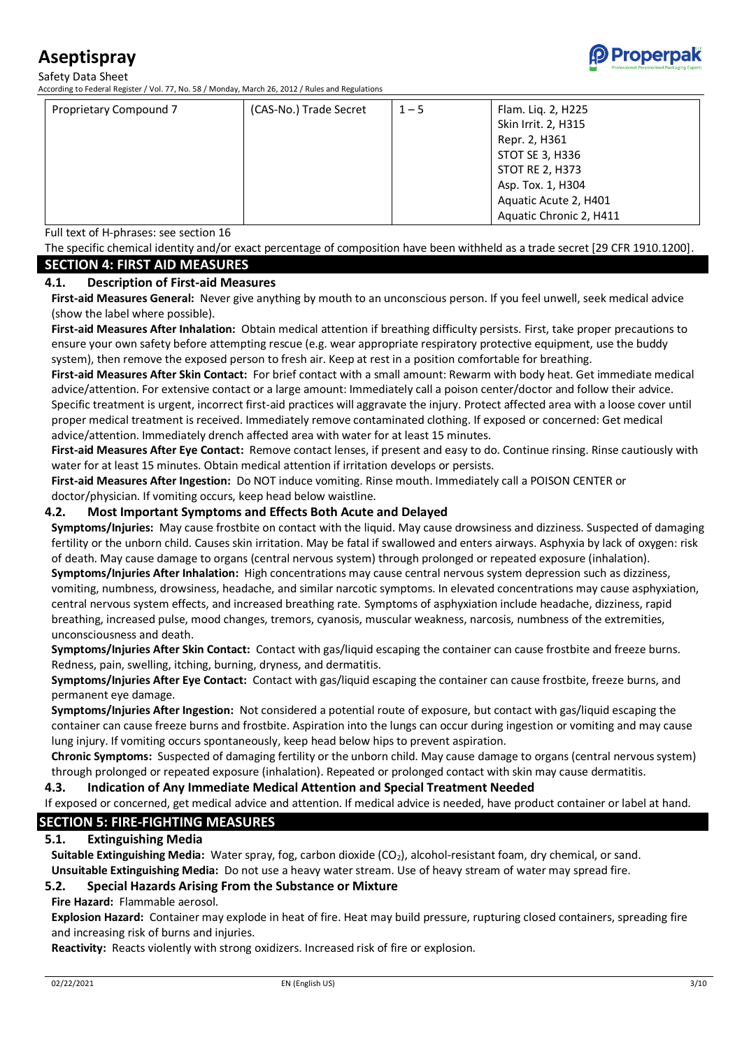| Proprietary Compound 7 | (CAS-No.) Trade Secret | 1 – 5 | Flam. Liq. 2, H225<br>Skin Irrit. 2, H315<br>Repr. 2, H361<br>STOT SE 3, H336<br>STOT RE 2, H373<br>Asp. Tox. 1, H304<br>Aquatic Acute 2, H401<br>Aquatic Chronic 2, H411 |
|---|---|---|---|

Full text of H-phrases: see section 16

The specific chemical identity and/or exact percentage of composition have been withheld as a trade secret [29 CFR 1910.1200].

## SECTION 4: FIRST AID MEASURES

### 4.1. Description of First-aid Measures

**First-aid Measures General:** Never give anything by mouth to an unconscious person. If you feel unwell, seek medical advice (show the label where possible).

**First-aid Measures After Inhalation:** Obtain medical attention if breathing difficulty persists. First, take proper precautions to ensure your own safety before attempting rescue (e.g. wear appropriate respiratory protective equipment, use the buddy system), then remove the exposed person to fresh air. Keep at rest in a position comfortable for breathing.

**First-aid Measures After Skin Contact:** For brief contact with a small amount: Rewarm with body heat. Get immediate medical advice/attention. For extensive contact or a large amount: Immediately call a poison center/doctor and follow their advice. Specific treatment is urgent, incorrect first-aid practices will aggravate the injury. Protect affected area with a loose cover until proper medical treatment is received. Immediately remove contaminated clothing. If exposed or concerned: Get medical advice/attention. Immediately drench affected area with water for at least 15 minutes.

**First-aid Measures After Eye Contact:** Remove contact lenses, if present and easy to do. Continue rinsing. Rinse cautiously with water for at least 15 minutes. Obtain medical attention if irritation develops or persists.

**First-aid Measures After Ingestion:** Do NOT induce vomiting. Rinse mouth. Immediately call a POISON CENTER or doctor/physician. If vomiting occurs, keep head below waistline.

### 4.2. Most Important Symptoms and Effects Both Acute and Delayed

**Symptoms/Injuries:** May cause frostbite on contact with the liquid. May cause drowsiness and dizziness. Suspected of damaging fertility or the unborn child. Causes skin irritation. May be fatal if swallowed and enters airways. Asphyxia by lack of oxygen: risk of death. May cause damage to organs (central nervous system) through prolonged or repeated exposure (inhalation).

**Symptoms/Injuries After Inhalation:** High concentrations may cause central nervous system depression such as dizziness, vomiting, numbness, drowsiness, headache, and similar narcotic symptoms. In elevated concentrations may cause asphyxiation, central nervous system effects, and increased breathing rate. Symptoms of asphyxiation include headache, dizziness, rapid breathing, increased pulse, mood changes, tremors, cyanosis, muscular weakness, narcosis, numbness of the extremities, unconsciousness and death.

**Symptoms/Injuries After Skin Contact:** Contact with gas/liquid escaping the container can cause frostbite and freeze burns. Redness, pain, swelling, itching, burning, dryness, and dermatitis.

**Symptoms/Injuries After Eye Contact:** Contact with gas/liquid escaping the container can cause frostbite, freeze burns, and permanent eye damage.

**Symptoms/Injuries After Ingestion:** Not considered a potential route of exposure, but contact with gas/liquid escaping the container can cause freeze burns and frostbite. Aspiration into the lungs can occur during ingestion or vomiting and may cause lung injury. If vomiting occurs spontaneously, keep head below hips to prevent aspiration.

**Chronic Symptoms:** Suspected of damaging fertility or the unborn child. May cause damage to organs (central nervous system) through prolonged or repeated exposure (inhalation). Repeated or prolonged contact with skin may cause dermatitis.

### 4.3. Indication of Any Immediate Medical Attention and Special Treatment Needed

If exposed or concerned, get medical advice and attention. If medical advice is needed, have product container or label at hand.

## SECTION 5: FIRE-FIGHTING MEASURES

### 5.1. Extinguishing Media

**Suitable Extinguishing Media:** Water spray, fog, carbon dioxide ($CO_2$), alcohol-resistant foam, dry chemical, or sand.

**Unsuitable Extinguishing Media:** Do not use a heavy water stream. Use of heavy stream of water may spread fire.

### 5.2. Special Hazards Arising From the Substance or Mixture

**Fire Hazard:** Flammable aerosol.

**Explosion Hazard:** Container may explode in heat of fire. Heat may build pressure, rupturing closed containers, spreading fire and increasing risk of burns and injuries.

**Reactivity:** Reacts violently with strong oxidizers. Increased risk of fire or explosion.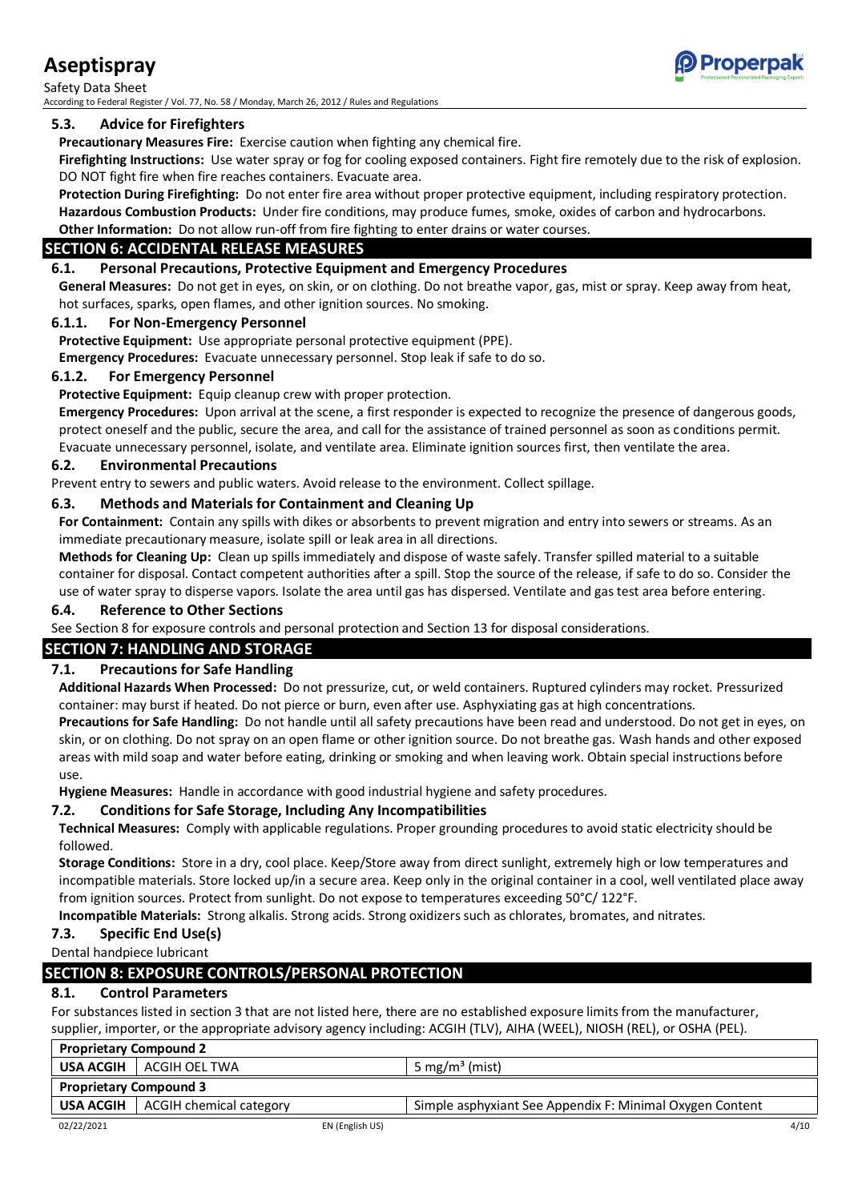### 5.3. Advice for Firefighters

**Precautionary Measures Fire:** Exercise caution when fighting any chemical fire.

**Firefighting Instructions:** Use water spray or fog for cooling exposed containers. Fight fire remotely due to the risk of explosion. DO NOT fight fire when fire reaches containers. Evacuate area.

**Protection During Firefighting:** Do not enter fire area without proper protective equipment, including respiratory protection.

**Hazardous Combustion Products:** Under fire conditions, may produce fumes, smoke, oxides of carbon and hydrocarbons.

**Other Information:** Do not allow run-off from fire fighting to enter drains or water courses.

## SECTION 6: ACCIDENTAL RELEASE MEASURES

### 6.1. Personal Precautions, Protective Equipment and Emergency Procedures

**General Measures:** Do not get in eyes, on skin, or on clothing. Do not breathe vapor, gas, mist or spray. Keep away from heat, hot surfaces, sparks, open flames, and other ignition sources. No smoking.

#### 6.1.1. For Non-Emergency Personnel

**Protective Equipment:** Use appropriate personal protective equipment (PPE).

**Emergency Procedures:** Evacuate unnecessary personnel. Stop leak if safe to do so.

#### 6.1.2. For Emergency Personnel

**Protective Equipment:** Equip cleanup crew with proper protection.

**Emergency Procedures:** Upon arrival at the scene, a first responder is expected to recognize the presence of dangerous goods, protect oneself and the public, secure the area, and call for the assistance of trained personnel as soon as conditions permit. Evacuate unnecessary personnel, isolate, and ventilate area. Eliminate ignition sources first, then ventilate the area.

### 6.2. Environmental Precautions

Prevent entry to sewers and public waters. Avoid release to the environment. Collect spillage.

### 6.3. Methods and Materials for Containment and Cleaning Up

**For Containment:** Contain any spills with dikes or absorbents to prevent migration and entry into sewers or streams. As an immediate precautionary measure, isolate spill or leak area in all directions.

**Methods for Cleaning Up:** Clean up spills immediately and dispose of waste safely. Transfer spilled material to a suitable container for disposal. Contact competent authorities after a spill. Stop the source of the release, if safe to do so. Consider the use of water spray to disperse vapors. Isolate the area until gas has dispersed. Ventilate and gas test area before entering.

### 6.4. Reference to Other Sections

See Section 8 for exposure controls and personal protection and Section 13 for disposal considerations.

## SECTION 7: HANDLING AND STORAGE

### 7.1. Precautions for Safe Handling

**Additional Hazards When Processed:** Do not pressurize, cut, or weld containers. Ruptured cylinders may rocket. Pressurized container: may burst if heated. Do not pierce or burn, even after use. Asphyxiating gas at high concentrations.

**Precautions for Safe Handling:** Do not handle until all safety precautions have been read and understood. Do not get in eyes, on skin, or on clothing. Do not spray on an open flame or other ignition source. Do not breathe gas. Wash hands and other exposed areas with mild soap and water before eating, drinking or smoking and when leaving work. Obtain special instructions before use.

**Hygiene Measures:** Handle in accordance with good industrial hygiene and safety procedures.

### 7.2. Conditions for Safe Storage, Including Any Incompatibilities

**Technical Measures:** Comply with applicable regulations. Proper grounding procedures to avoid static electricity should be followed.

**Storage Conditions:** Store in a dry, cool place. Keep/Store away from direct sunlight, extremely high or low temperatures and incompatible materials. Store locked up/in a secure area. Keep only in the original container in a cool, well ventilated place away from ignition sources. Protect from sunlight. Do not expose to temperatures exceeding 50°C/ 122°F.

**Incompatible Materials:** Strong alkalis. Strong acids. Strong oxidizers such as chlorates, bromates, and nitrates.

### 7.3. Specific End Use(s)

Dental handpiece lubricant

## SECTION 8: EXPOSURE CONTROLS/PERSONAL PROTECTION

### 8.1. Control Parameters

For substances listed in section 3 that are not listed here, there are no established exposure limits from the manufacturer, supplier, importer, or the appropriate advisory agency including: ACGIH (TLV), AIHA (WEEL), NIOSH (REL), or OSHA (PEL).

| **Proprietary Compound 2** | | |
|---|---|---|
| **USA ACGIH** | ACGIH OEL TWA | 5 mg/m³ (mist) |
| **Proprietary Compound 3** | | |
| **USA ACGIH** | ACGIH chemical category | Simple asphyxiant See Appendix F: Minimal Oxygen Content |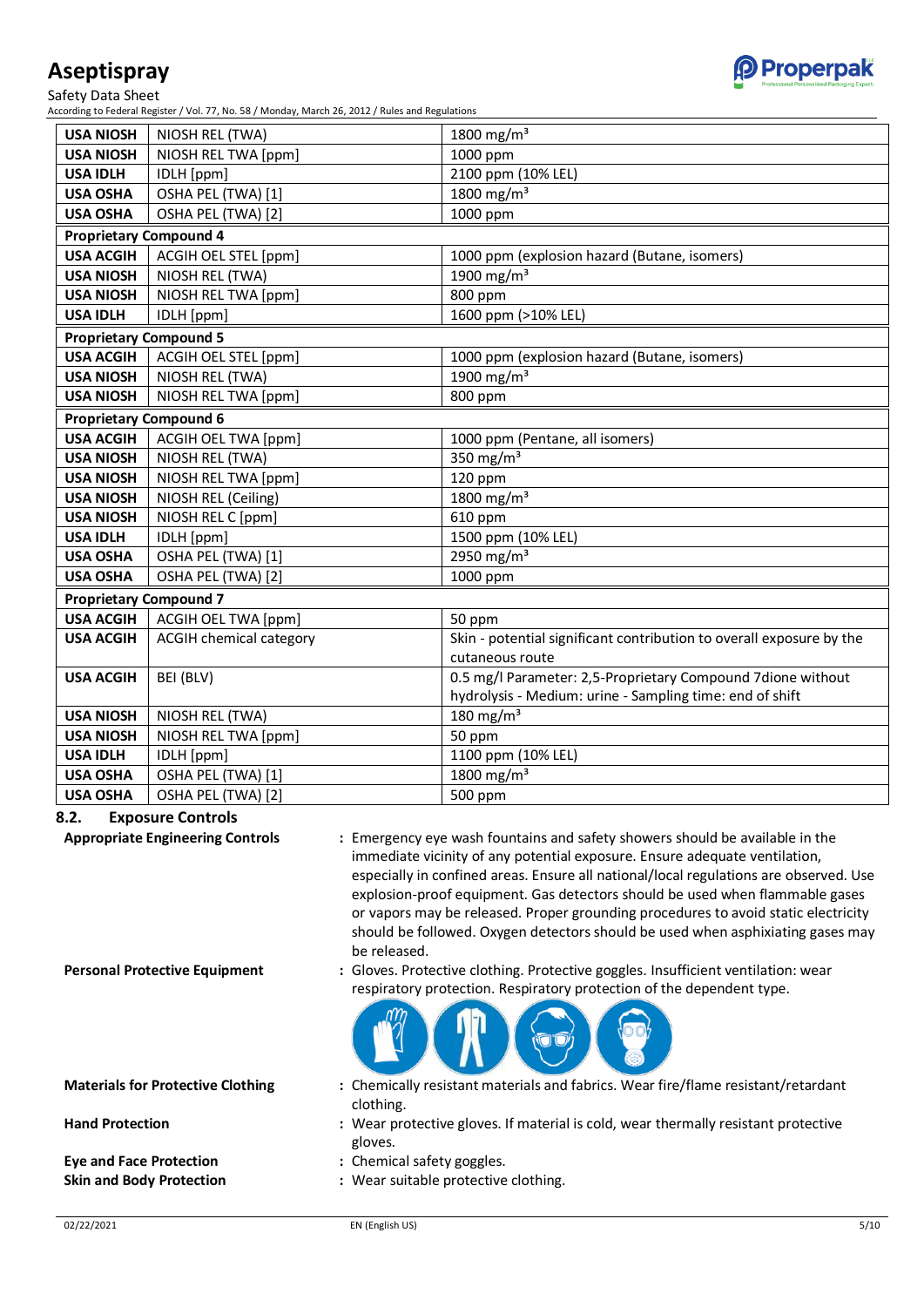| | | |
|---|---|---|
| **USA NIOSH** | NIOSH REL (TWA) | 1800 mg/m³ |
| **USA NIOSH** | NIOSH REL TWA [ppm] | 1000 ppm |
| **USA IDLH** | IDLH [ppm] | 2100 ppm (10% LEL) |
| **USA OSHA** | OSHA PEL (TWA) [1] | 1800 mg/m³ |
| **USA OSHA** | OSHA PEL (TWA) [2] | 1000 ppm |
| **Proprietary Compound 4** | | |
| **USA ACGIH** | ACGIH OEL STEL [ppm] | 1000 ppm (explosion hazard (Butane, isomers) |
| **USA NIOSH** | NIOSH REL (TWA) | 1900 mg/m³ |
| **USA NIOSH** | NIOSH REL TWA [ppm] | 800 ppm |
| **USA IDLH** | IDLH [ppm] | 1600 ppm (>10% LEL) |
| **Proprietary Compound 5** | | |
| **USA ACGIH** | ACGIH OEL STEL [ppm] | 1000 ppm (explosion hazard (Butane, isomers) |
| **USA NIOSH** | NIOSH REL (TWA) | 1900 mg/m³ |
| **USA NIOSH** | NIOSH REL TWA [ppm] | 800 ppm |
| **Proprietary Compound 6** | | |
| **USA ACGIH** | ACGIH OEL TWA [ppm] | 1000 ppm (Pentane, all isomers) |
| **USA NIOSH** | NIOSH REL (TWA) | 350 mg/m³ |
| **USA NIOSH** | NIOSH REL TWA [ppm] | 120 ppm |
| **USA NIOSH** | NIOSH REL (Ceiling) | 1800 mg/m³ |
| **USA NIOSH** | NIOSH REL C [ppm] | 610 ppm |
| **USA IDLH** | IDLH [ppm] | 1500 ppm (10% LEL) |
| **USA OSHA** | OSHA PEL (TWA) [1] | 2950 mg/m³ |
| **USA OSHA** | OSHA PEL (TWA) [2] | 1000 ppm |
| **Proprietary Compound 7** | | |
| **USA ACGIH** | ACGIH OEL TWA [ppm] | 50 ppm |
| **USA ACGIH** | ACGIH chemical category | Skin - potential significant contribution to overall exposure by the cutaneous route |
| **USA ACGIH** | BEI (BLV) | 0.5 mg/l Parameter: 2,5-Proprietary Compound 7dione without hydrolysis - Medium: urine - Sampling time: end of shift |
| **USA NIOSH** | NIOSH REL (TWA) | 180 mg/m³ |
| **USA NIOSH** | NIOSH REL TWA [ppm] | 50 ppm |
| **USA IDLH** | IDLH [ppm] | 1100 ppm (10% LEL) |
| **USA OSHA** | OSHA PEL (TWA) [1] | 1800 mg/m³ |
| **USA OSHA** | OSHA PEL (TWA) [2] | 500 ppm |

## 8.2. Exposure Controls

**Appropriate Engineering Controls** : Emergency eye wash fountains and safety showers should be available in the immediate vicinity of any potential exposure. Ensure adequate ventilation, especially in confined areas. Ensure all national/local regulations are observed. Use explosion-proof equipment. Gas detectors should be used when flammable gases or vapors may be released. Proper grounding procedures to avoid static electricity should be followed. Oxygen detectors should be used when asphixiating gases may be released.

**Personal Protective Equipment** : Gloves. Protective clothing. Protective goggles. Insufficient ventilation: wear respiratory protection. Respiratory protection of the dependent type.

**Materials for Protective Clothing** : Chemically resistant materials and fabrics. Wear fire/flame resistant/retardant clothing.

**Hand Protection** : Wear protective gloves. If material is cold, wear thermally resistant protective gloves.

**Eye and Face Protection** : Chemical safety goggles.

**Skin and Body Protection** : Wear suitable protective clothing.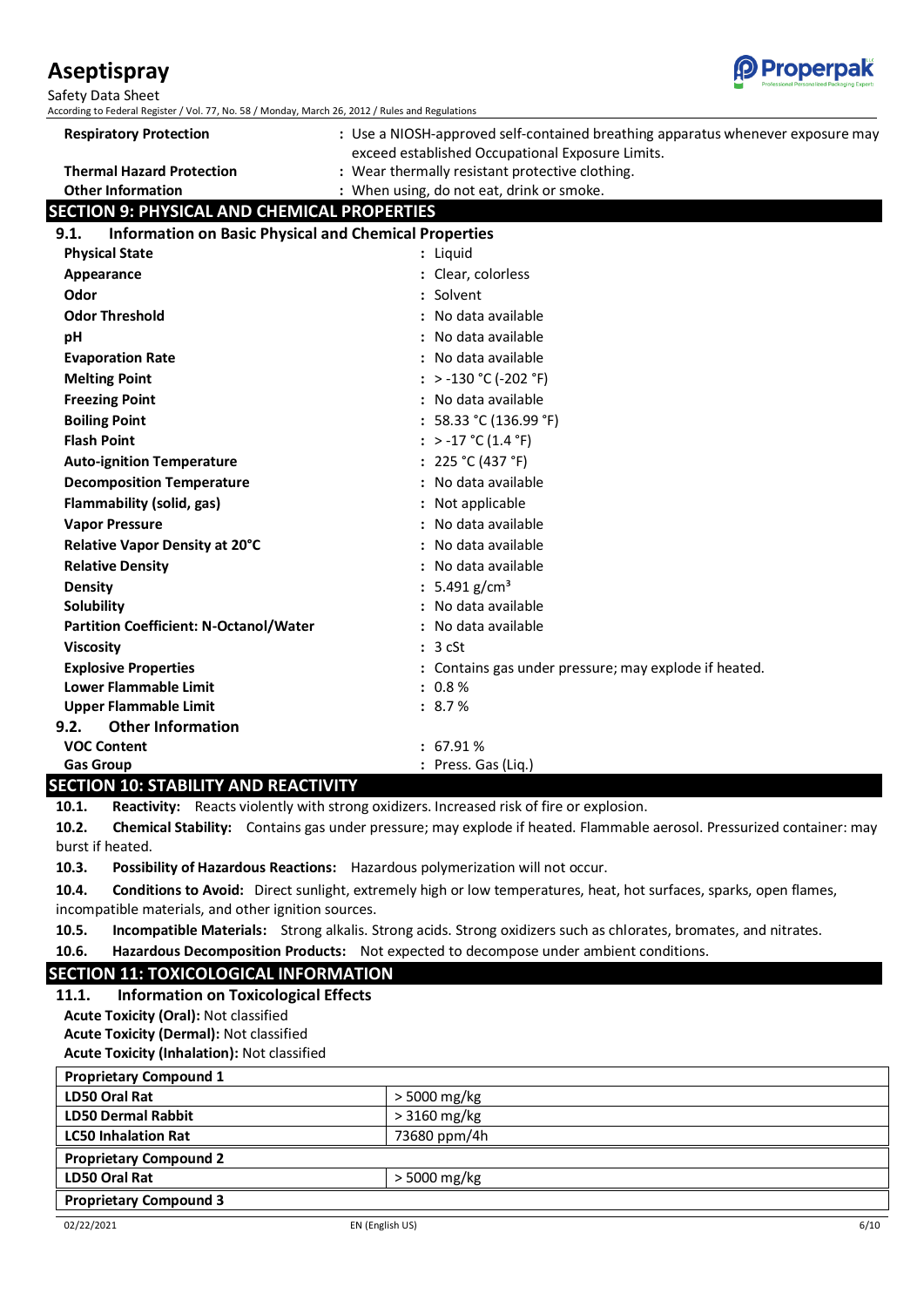| | |
|---|---|
| **Respiratory Protection** | : Use a NIOSH-approved self-contained breathing apparatus whenever exposure may exceed established Occupational Exposure Limits. |
| **Thermal Hazard Protection** | : Wear thermally resistant protective clothing. |
| **Other Information** | : When using, do not eat, drink or smoke. |

## SECTION 9: PHYSICAL AND CHEMICAL PROPERTIES

### 9.1. Information on Basic Physical and Chemical Properties

| | |
|---|---|
| **Physical State** | : Liquid |
| **Appearance** | : Clear, colorless |
| **Odor** | : Solvent |
| **Odor Threshold** | : No data available |
| **pH** | : No data available |
| **Evaporation Rate** | : No data available |
| **Melting Point** | : > -130 °C (-202 °F) |
| **Freezing Point** | : No data available |
| **Boiling Point** | : 58.33 °C (136.99 °F) |
| **Flash Point** | : > -17 °C (1.4 °F) |
| **Auto-ignition Temperature** | : 225 °C (437 °F) |
| **Decomposition Temperature** | : No data available |
| **Flammability (solid, gas)** | : Not applicable |
| **Vapor Pressure** | : No data available |
| **Relative Vapor Density at 20°C** | : No data available |
| **Relative Density** | : No data available |
| **Density** | : 5.491 g/cm³ |
| **Solubility** | : No data available |
| **Partition Coefficient: N-Octanol/Water** | : No data available |
| **Viscosity** | : 3 cSt |
| **Explosive Properties** | : Contains gas under pressure; may explode if heated. |
| **Lower Flammable Limit** | : 0.8 % |
| **Upper Flammable Limit** | : 8.7 % |

### 9.2. Other Information

| | |
|---|---|
| **VOC Content** | : 67.91 % |
| **Gas Group** | : Press. Gas (Liq.) |

## SECTION 10: STABILITY AND REACTIVITY

**10.1. Reactivity:** Reacts violently with strong oxidizers. Increased risk of fire or explosion.

**10.2. Chemical Stability:** Contains gas under pressure; may explode if heated. Flammable aerosol. Pressurized container: may burst if heated.

**10.3. Possibility of Hazardous Reactions:** Hazardous polymerization will not occur.

**10.4. Conditions to Avoid:** Direct sunlight, extremely high or low temperatures, heat, hot surfaces, sparks, open flames, incompatible materials, and other ignition sources.

**10.5. Incompatible Materials:** Strong alkalis. Strong acids. Strong oxidizers such as chlorates, bromates, and nitrates.

**10.6. Hazardous Decomposition Products:** Not expected to decompose under ambient conditions.

## SECTION 11: TOXICOLOGICAL INFORMATION

### 11.1. Information on Toxicological Effects

**Acute Toxicity (Oral):** Not classified

**Acute Toxicity (Dermal):** Not classified

**Acute Toxicity (Inhalation):** Not classified

| **Proprietary Compound 1** | |
|---|---|
| **LD50 Oral Rat** | > 5000 mg/kg |
| **LD50 Dermal Rabbit** | > 3160 mg/kg |
| **LC50 Inhalation Rat** | 73680 ppm/4h |
| **Proprietary Compound 2** | |
| **LD50 Oral Rat** | > 5000 mg/kg |
| **Proprietary Compound 3** | |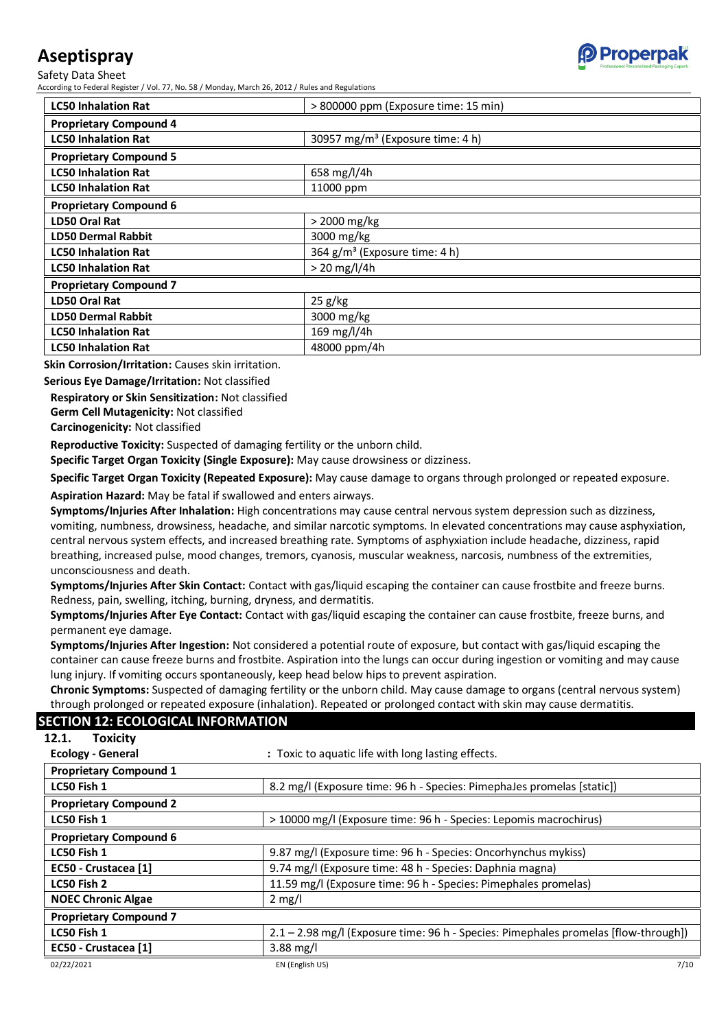| LC50 Inhalation Rat | > 800000 ppm (Exposure time: 15 min) |
|---|---|
| **Proprietary Compound 4** | |
| **LC50 Inhalation Rat** | 30957 mg/m³ (Exposure time: 4 h) |
| **Proprietary Compound 5** | |
| **LC50 Inhalation Rat** | 658 mg/l/4h |
| **LC50 Inhalation Rat** | 11000 ppm |
| **Proprietary Compound 6** | |
| **LD50 Oral Rat** | > 2000 mg/kg |
| **LD50 Dermal Rabbit** | 3000 mg/kg |
| **LC50 Inhalation Rat** | 364 g/m³ (Exposure time: 4 h) |
| **LC50 Inhalation Rat** | > 20 mg/l/4h |
| **Proprietary Compound 7** | |
| **LD50 Oral Rat** | 25 g/kg |
| **LD50 Dermal Rabbit** | 3000 mg/kg |
| **LC50 Inhalation Rat** | 169 mg/l/4h |
| **LC50 Inhalation Rat** | 48000 ppm/4h |

**Skin Corrosion/Irritation:** Causes skin irritation.

**Serious Eye Damage/Irritation:** Not classified

**Respiratory or Skin Sensitization:** Not classified

**Germ Cell Mutagenicity:** Not classified

**Carcinogenicity:** Not classified

**Reproductive Toxicity:** Suspected of damaging fertility or the unborn child.

**Specific Target Organ Toxicity (Single Exposure):** May cause drowsiness or dizziness.

**Specific Target Organ Toxicity (Repeated Exposure):** May cause damage to organs through prolonged or repeated exposure.

**Aspiration Hazard:** May be fatal if swallowed and enters airways.

**Symptoms/Injuries After Inhalation:** High concentrations may cause central nervous system depression such as dizziness, vomiting, numbness, drowsiness, headache, and similar narcotic symptoms. In elevated concentrations may cause asphyxiation, central nervous system effects, and increased breathing rate. Symptoms of asphyxiation include headache, dizziness, rapid breathing, increased pulse, mood changes, tremors, cyanosis, muscular weakness, narcosis, numbness of the extremities, unconsciousness and death.

**Symptoms/Injuries After Skin Contact:** Contact with gas/liquid escaping the container can cause frostbite and freeze burns. Redness, pain, swelling, itching, burning, dryness, and dermatitis.

**Symptoms/Injuries After Eye Contact:** Contact with gas/liquid escaping the container can cause frostbite, freeze burns, and permanent eye damage.

**Symptoms/Injuries After Ingestion:** Not considered a potential route of exposure, but contact with gas/liquid escaping the container can cause freeze burns and frostbite. Aspiration into the lungs can occur during ingestion or vomiting and may cause lung injury. If vomiting occurs spontaneously, keep head below hips to prevent aspiration.

**Chronic Symptoms:** Suspected of damaging fertility or the unborn child. May cause damage to organs (central nervous system) through prolonged or repeated exposure (inhalation). Repeated or prolonged contact with skin may cause dermatitis.

## SECTION 12: ECOLOGICAL INFORMATION

### 12.1. Toxicity

**Ecology - General** : Toxic to aquatic life with long lasting effects.

| Proprietary Compound 1 | |
|---|---|
| **LC50 Fish 1** | 8.2 mg/l (Exposure time: 96 h - Species: PimephaJes promelas [static]) |
| **Proprietary Compound 2** | |
| **LC50 Fish 1** | > 10000 mg/l (Exposure time: 96 h - Species: Lepomis macrochirus) |
| **Proprietary Compound 6** | |
| **LC50 Fish 1** | 9.87 mg/l (Exposure time: 96 h - Species: Oncorhynchus mykiss) |
| **EC50 - Crustacea [1]** | 9.74 mg/l (Exposure time: 48 h - Species: Daphnia magna) |
| **LC50 Fish 2** | 11.59 mg/l (Exposure time: 96 h - Species: Pimephales promelas) |
| **NOEC Chronic Algae** | 2 mg/l |
| **Proprietary Compound 7** | |
| **LC50 Fish 1** | 2.1 – 2.98 mg/l (Exposure time: 96 h - Species: Pimephales promelas [flow-through]) |
| **EC50 - Crustacea [1]** | 3.88 mg/l |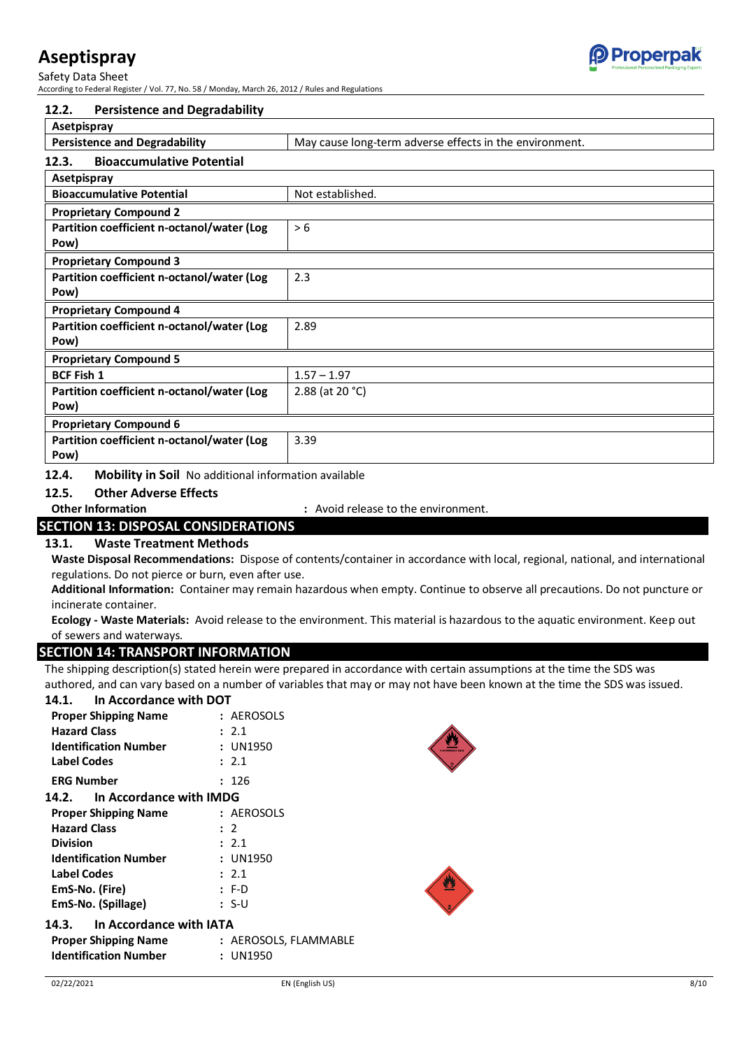### 12.2. Persistence and Degradability

| Asetpispray | |
|---|---|
| **Persistence and Degradability** | May cause long-term adverse effects in the environment. |

### 12.3. Bioaccumulative Potential

| Asetpispray | |
|---|---|
| **Bioaccumulative Potential** | Not established. |
| **Proprietary Compound 2** | |
| **Partition coefficient n-octanol/water (Log Pow)** | > 6 |
| **Proprietary Compound 3** | |
| **Partition coefficient n-octanol/water (Log Pow)** | 2.3 |
| **Proprietary Compound 4** | |
| **Partition coefficient n-octanol/water (Log Pow)** | 2.89 |
| **Proprietary Compound 5** | |
| **BCF Fish 1** | 1.57 – 1.97 |
| **Partition coefficient n-octanol/water (Log Pow)** | 2.88 (at 20 °C) |
| **Proprietary Compound 6** | |
| **Partition coefficient n-octanol/water (Log Pow)** | 3.39 |

### 12.4. Mobility in Soil

No additional information available

### 12.5. Other Adverse Effects

**Other Information** : Avoid release to the environment.

## SECTION 13: DISPOSAL CONSIDERATIONS

### 13.1. Waste Treatment Methods

**Waste Disposal Recommendations:** Dispose of contents/container in accordance with local, regional, national, and international regulations. Do not pierce or burn, even after use.

**Additional Information:** Container may remain hazardous when empty. Continue to observe all precautions. Do not puncture or incinerate container.

**Ecology - Waste Materials:** Avoid release to the environment. This material is hazardous to the aquatic environment. Keep out of sewers and waterways.

## SECTION 14: TRANSPORT INFORMATION

The shipping description(s) stated herein were prepared in accordance with certain assumptions at the time the SDS was authored, and can vary based on a number of variables that may or may not have been known at the time the SDS was issued.

### 14.1. In Accordance with DOT

**Proper Shipping Name** : AEROSOLS
**Hazard Class** : 2.1
**Identification Number** : UN1950
**Label Codes** : 2.1
**ERG Number** : 126

### 14.2. In Accordance with IMDG

**Proper Shipping Name** : AEROSOLS
**Hazard Class** : 2
**Division** : 2.1
**Identification Number** : UN1950
**Label Codes** : 2.1
**EmS-No. (Fire)** : F-D
**EmS-No. (Spillage)** : S-U

### 14.3. In Accordance with IATA

**Proper Shipping Name** : AEROSOLS, FLAMMABLE
**Identification Number** : UN1950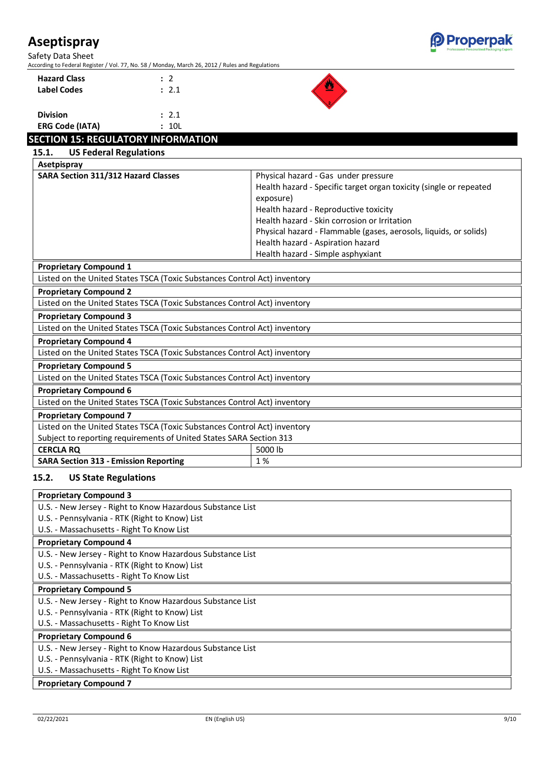| | |
|---|---|
| **Hazard Class** | : 2 |
| **Label Codes** | : 2.1 |
| **Division** | : 2.1 |
| **ERG Code (IATA)** | : 10L |

## SECTION 15: REGULATORY INFORMATION

### 15.1. US Federal Regulations

| Asetpispray | |
|---|---|
| **SARA Section 311/312 Hazard Classes** | Physical hazard - Gas under pressure<br>Health hazard - Specific target organ toxicity (single or repeated exposure)<br>Health hazard - Reproductive toxicity<br>Health hazard - Skin corrosion or Irritation<br>Physical hazard - Flammable (gases, aerosols, liquids, or solids)<br>Health hazard - Aspiration hazard<br>Health hazard - Simple asphyxiant |

**Proprietary Compound 1**

Listed on the United States TSCA (Toxic Substances Control Act) inventory

**Proprietary Compound 2**

Listed on the United States TSCA (Toxic Substances Control Act) inventory

**Proprietary Compound 3**

Listed on the United States TSCA (Toxic Substances Control Act) inventory

**Proprietary Compound 4**

Listed on the United States TSCA (Toxic Substances Control Act) inventory

**Proprietary Compound 5**

Listed on the United States TSCA (Toxic Substances Control Act) inventory

**Proprietary Compound 6**

Listed on the United States TSCA (Toxic Substances Control Act) inventory

**Proprietary Compound 7**

Listed on the United States TSCA (Toxic Substances Control Act) inventory

Subject to reporting requirements of United States SARA Section 313

| | |
|---|---|
| **CERCLA RQ** | 5000 lb |
| **SARA Section 313 - Emission Reporting** | 1 % |

### 15.2. US State Regulations

**Proprietary Compound 3**

U.S. - New Jersey - Right to Know Hazardous Substance List
U.S. - Pennsylvania - RTK (Right to Know) List
U.S. - Massachusetts - Right To Know List

**Proprietary Compound 4**

U.S. - New Jersey - Right to Know Hazardous Substance List
U.S. - Pennsylvania - RTK (Right to Know) List
U.S. - Massachusetts - Right To Know List

**Proprietary Compound 5**

U.S. - New Jersey - Right to Know Hazardous Substance List
U.S. - Pennsylvania - RTK (Right to Know) List
U.S. - Massachusetts - Right To Know List

**Proprietary Compound 6**

U.S. - New Jersey - Right to Know Hazardous Substance List
U.S. - Pennsylvania - RTK (Right to Know) List
U.S. - Massachusetts - Right To Know List

**Proprietary Compound 7**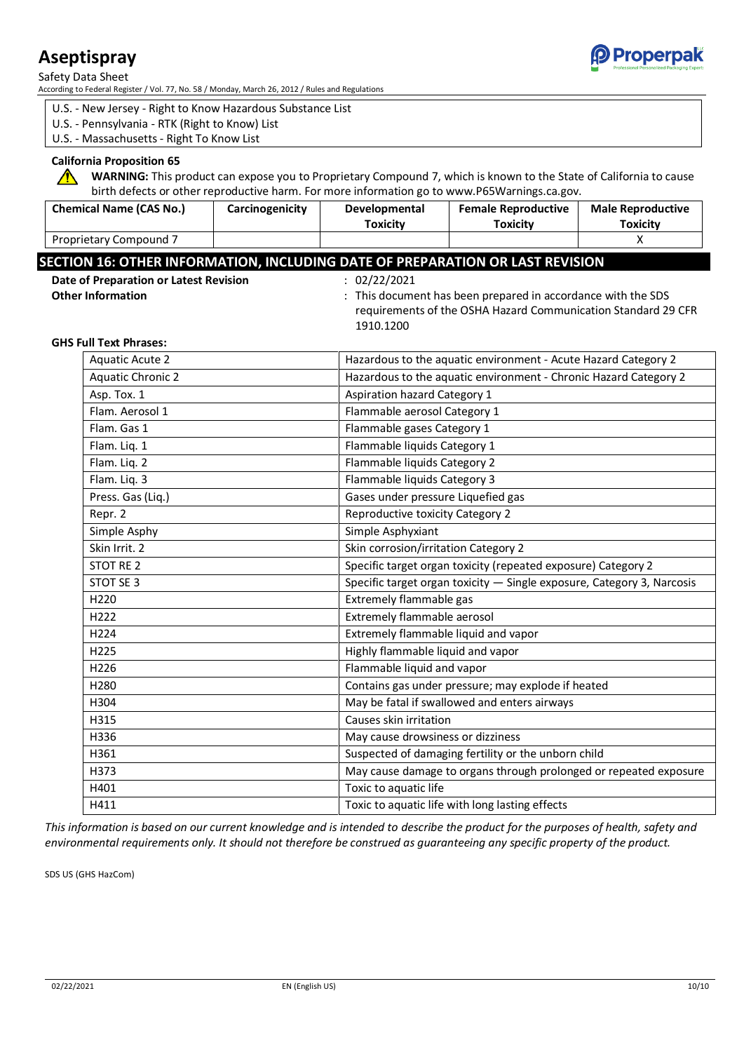U.S. - New Jersey - Right to Know Hazardous Substance List
U.S. - Pennsylvania - RTK (Right to Know) List
U.S. - Massachusetts - Right To Know List

**California Proposition 65**

**WARNING:** This product can expose you to Proprietary Compound 7, which is known to the State of California to cause birth defects or other reproductive harm. For more information go to www.P65Warnings.ca.gov.

| Chemical Name (CAS No.) | Carcinogenicity | Developmental Toxicity | Female Reproductive Toxicity | Male Reproductive Toxicity |
|---|---|---|---|---|
| Proprietary Compound 7 | | | | X |

## SECTION 16: OTHER INFORMATION, INCLUDING DATE OF PREPARATION OR LAST REVISION

**Date of Preparation or Latest Revision** : 02/22/2021

**Other Information** : This document has been prepared in accordance with the SDS requirements of the OSHA Hazard Communication Standard 29 CFR 1910.1200

**GHS Full Text Phrases:**

| | |
|---|---|
| Aquatic Acute 2 | Hazardous to the aquatic environment - Acute Hazard Category 2 |
| Aquatic Chronic 2 | Hazardous to the aquatic environment - Chronic Hazard Category 2 |
| Asp. Tox. 1 | Aspiration hazard Category 1 |
| Flam. Aerosol 1 | Flammable aerosol Category 1 |
| Flam. Gas 1 | Flammable gases Category 1 |
| Flam. Liq. 1 | Flammable liquids Category 1 |
| Flam. Liq. 2 | Flammable liquids Category 2 |
| Flam. Liq. 3 | Flammable liquids Category 3 |
| Press. Gas (Liq.) | Gases under pressure Liquefied gas |
| Repr. 2 | Reproductive toxicity Category 2 |
| Simple Asphy | Simple Asphyxiant |
| Skin Irrit. 2 | Skin corrosion/irritation Category 2 |
| STOT RE 2 | Specific target organ toxicity (repeated exposure) Category 2 |
| STOT SE 3 | Specific target organ toxicity — Single exposure, Category 3, Narcosis |
| H220 | Extremely flammable gas |
| H222 | Extremely flammable aerosol |
| H224 | Extremely flammable liquid and vapor |
| H225 | Highly flammable liquid and vapor |
| H226 | Flammable liquid and vapor |
| H280 | Contains gas under pressure; may explode if heated |
| H304 | May be fatal if swallowed and enters airways |
| H315 | Causes skin irritation |
| H336 | May cause drowsiness or dizziness |
| H361 | Suspected of damaging fertility or the unborn child |
| H373 | May cause damage to organs through prolonged or repeated exposure |
| H401 | Toxic to aquatic life |
| H411 | Toxic to aquatic life with long lasting effects |

*This information is based on our current knowledge and is intended to describe the product for the purposes of health, safety and environmental requirements only. It should not therefore be construed as guaranteeing any specific property of the product.*

SDS US (GHS HazCom)